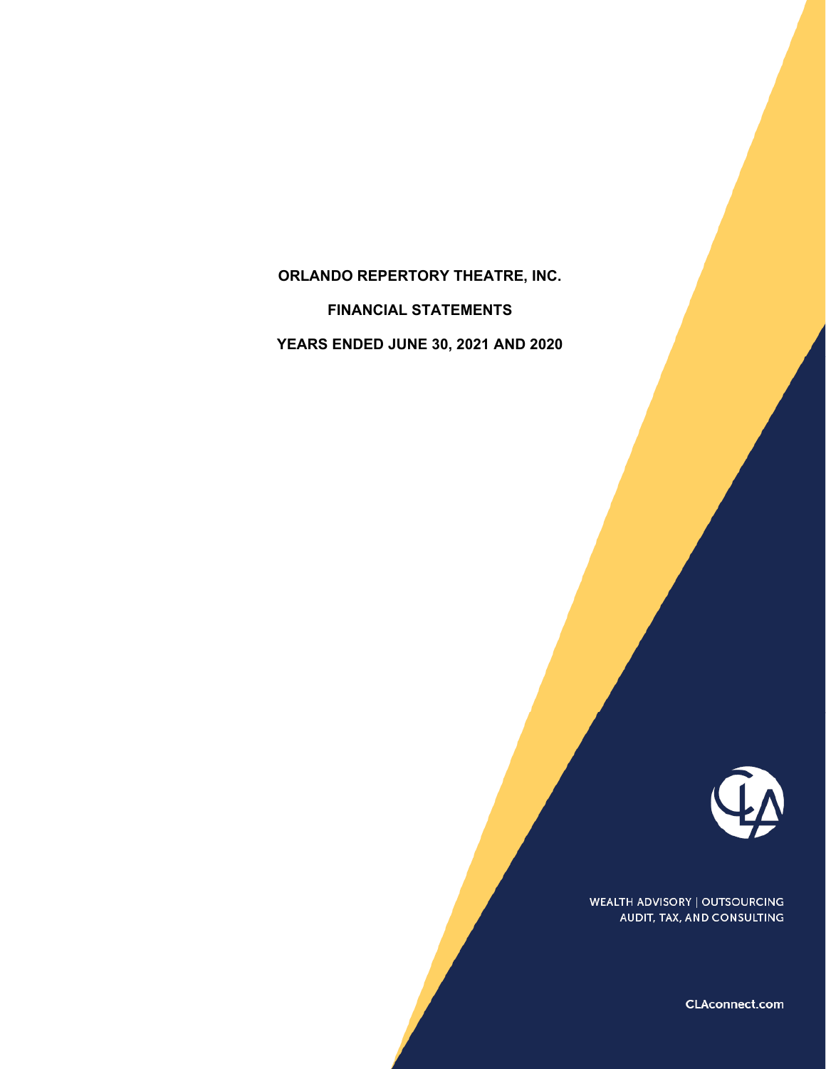# ORLANDO REPERTORY THEATRE, INC.

## FINANCIAL STATEMENTS

## YEARS ENDED JUNE 30, 2021 AND 2020

WEALTH ADVISORY | OUTSOURCING
AUDIT, TAX, AND CONSULTING

CLAconnect.com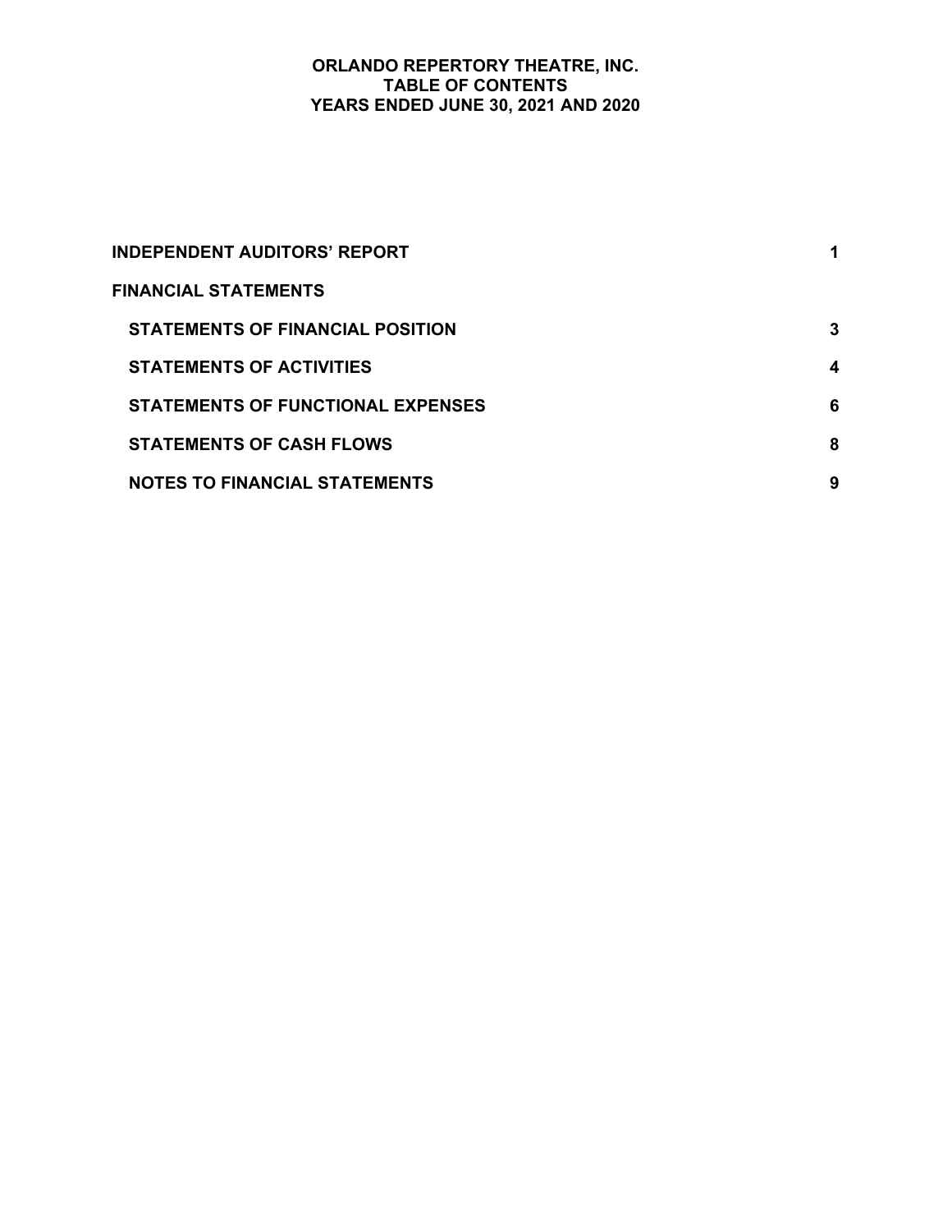# ORLANDO REPERTORY THEATRE, INC.
## TABLE OF CONTENTS
## YEARS ENDED JUNE 30, 2021 AND 2020

| | |
|---|---|
| **INDEPENDENT AUDITORS' REPORT** | **1** |
| **FINANCIAL STATEMENTS** | |
| **STATEMENTS OF FINANCIAL POSITION** | **3** |
| **STATEMENTS OF ACTIVITIES** | **4** |
| **STATEMENTS OF FUNCTIONAL EXPENSES** | **6** |
| **STATEMENTS OF CASH FLOWS** | **8** |
| **NOTES TO FINANCIAL STATEMENTS** | **9** |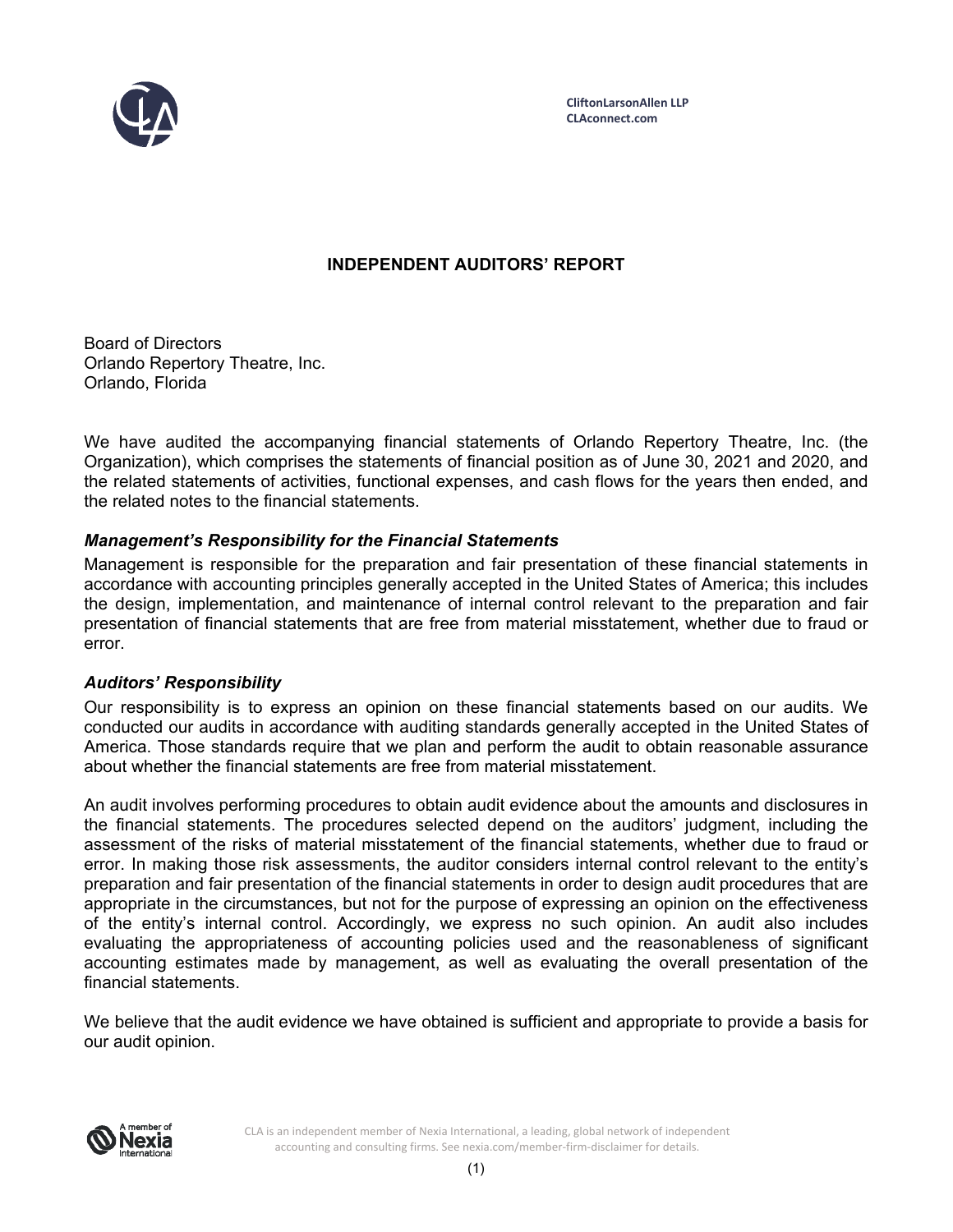CliftonLarsonAllen LLP
CLAconnect.com

# INDEPENDENT AUDITORS' REPORT

Board of Directors
Orlando Repertory Theatre, Inc.
Orlando, Florida

We have audited the accompanying financial statements of Orlando Repertory Theatre, Inc. (the Organization), which comprises the statements of financial position as of June 30, 2021 and 2020, and the related statements of activities, functional expenses, and cash flows for the years then ended, and the related notes to the financial statements.

### *Management's Responsibility for the Financial Statements*

Management is responsible for the preparation and fair presentation of these financial statements in accordance with accounting principles generally accepted in the United States of America; this includes the design, implementation, and maintenance of internal control relevant to the preparation and fair presentation of financial statements that are free from material misstatement, whether due to fraud or error.

### *Auditors' Responsibility*

Our responsibility is to express an opinion on these financial statements based on our audits. We conducted our audits in accordance with auditing standards generally accepted in the United States of America. Those standards require that we plan and perform the audit to obtain reasonable assurance about whether the financial statements are free from material misstatement.

An audit involves performing procedures to obtain audit evidence about the amounts and disclosures in the financial statements. The procedures selected depend on the auditors' judgment, including the assessment of the risks of material misstatement of the financial statements, whether due to fraud or error. In making those risk assessments, the auditor considers internal control relevant to the entity's preparation and fair presentation of the financial statements in order to design audit procedures that are appropriate in the circumstances, but not for the purpose of expressing an opinion on the effectiveness of the entity's internal control. Accordingly, we express no such opinion. An audit also includes evaluating the appropriateness of accounting policies used and the reasonableness of significant accounting estimates made by management, as well as evaluating the overall presentation of the financial statements.

We believe that the audit evidence we have obtained is sufficient and appropriate to provide a basis for our audit opinion.

CLA is an independent member of Nexia International, a leading, global network of independent accounting and consulting firms. See nexia.com/member-firm-disclaimer for details.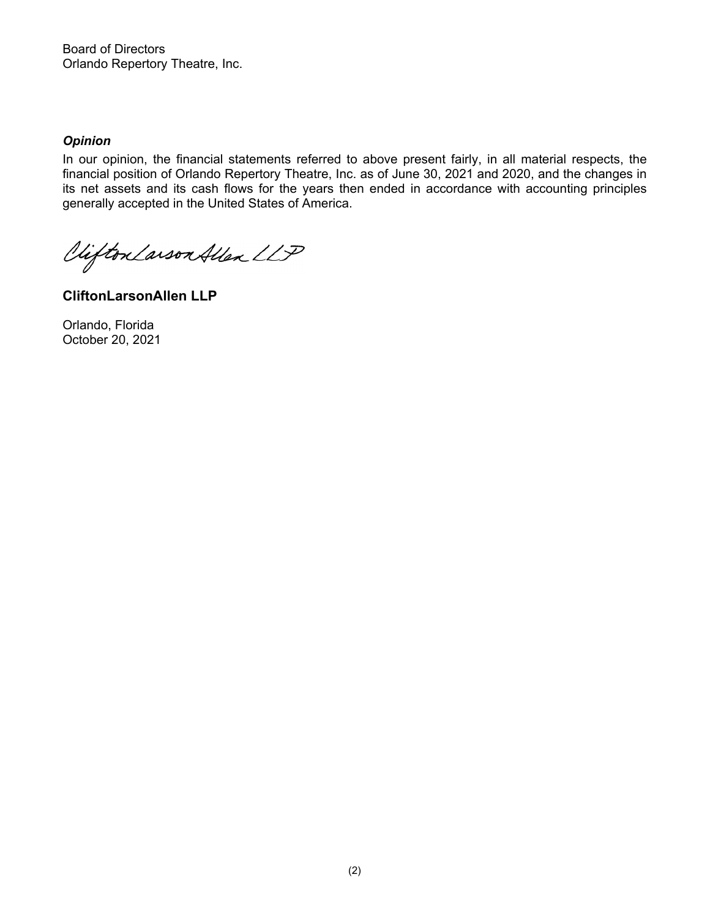Board of Directors
Orlando Repertory Theatre, Inc.

***Opinion***

In our opinion, the financial statements referred to above present fairly, in all material respects, the financial position of Orlando Repertory Theatre, Inc. as of June 30, 2021 and 2020, and the changes in its net assets and its cash flows for the years then ended in accordance with accounting principles generally accepted in the United States of America.

CliftonLarsonAllen LLP

**CliftonLarsonAllen LLP**

Orlando, Florida
October 20, 2021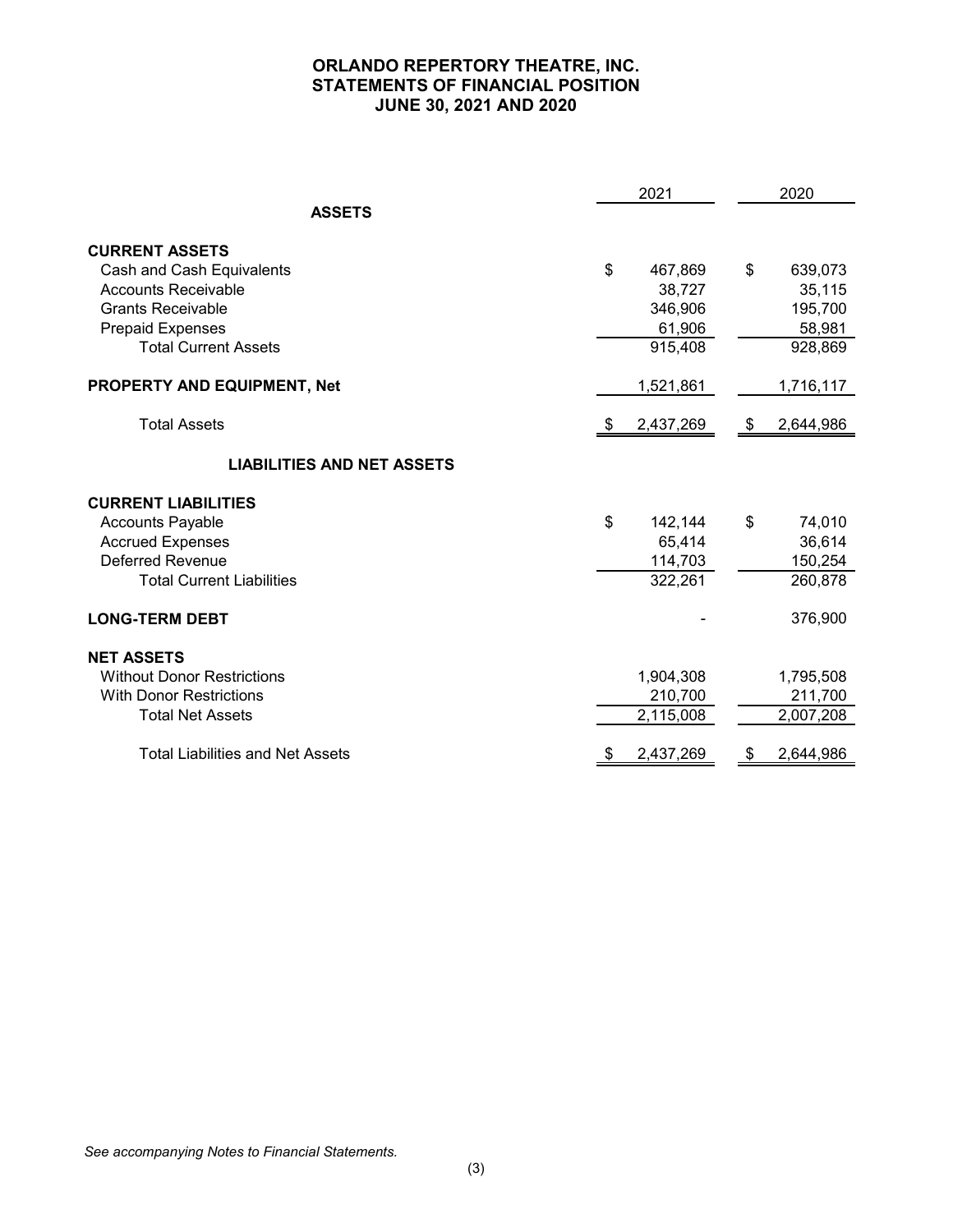# ORLANDO REPERTORY THEATRE, INC.
## STATEMENTS OF FINANCIAL POSITION
## JUNE 30, 2021 AND 2020

| | 2021 | 2020 |
|---|---|---|
| **ASSETS** | | |
| **CURRENT ASSETS** | | |
| Cash and Cash Equivalents | $ 467,869 | $ 639,073 |
| Accounts Receivable | 38,727 | 35,115 |
| Grants Receivable | 346,906 | 195,700 |
| Prepaid Expenses | 61,906 | 58,981 |
| Total Current Assets | 915,408 | 928,869 |
| **PROPERTY AND EQUIPMENT, Net** | 1,521,861 | 1,716,117 |
| Total Assets | $ 2,437,269 | $ 2,644,986 |
| **LIABILITIES AND NET ASSETS** | | |
| **CURRENT LIABILITIES** | | |
| Accounts Payable | $ 142,144 | $ 74,010 |
| Accrued Expenses | 65,414 | 36,614 |
| Deferred Revenue | 114,703 | 150,254 |
| Total Current Liabilities | 322,261 | 260,878 |
| **LONG-TERM DEBT** | - | 376,900 |
| **NET ASSETS** | | |
| Without Donor Restrictions | 1,904,308 | 1,795,508 |
| With Donor Restrictions | 210,700 | 211,700 |
| Total Net Assets | 2,115,008 | 2,007,208 |
| Total Liabilities and Net Assets | $ 2,437,269 | $ 2,644,986 |

*See accompanying Notes to Financial Statements.*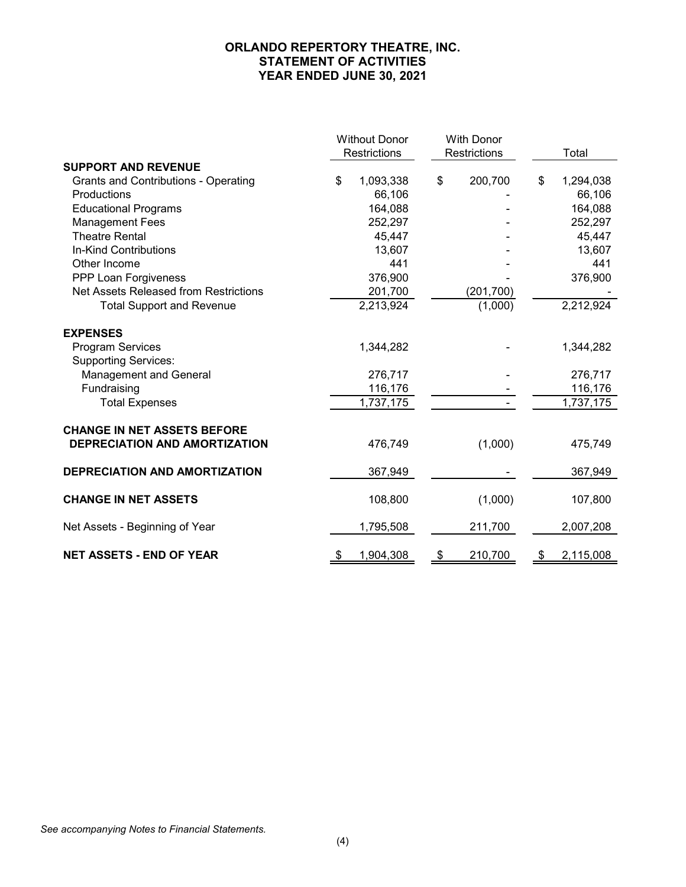# ORLANDO REPERTORY THEATRE, INC.
## STATEMENT OF ACTIVITIES
## YEAR ENDED JUNE 30, 2021

| | Without Donor Restrictions | With Donor Restrictions | Total |
|---|---|---|---|
| **SUPPORT AND REVENUE** | | | |
| Grants and Contributions - Operating | $ 1,093,338 | $ 200,700 | $ 1,294,038 |
| Productions | 66,106 | - | 66,106 |
| Educational Programs | 164,088 | - | 164,088 |
| Management Fees | 252,297 | - | 252,297 |
| Theatre Rental | 45,447 | - | 45,447 |
| In-Kind Contributions | 13,607 | - | 13,607 |
| Other Income | 441 | - | 441 |
| PPP Loan Forgiveness | 376,900 | - | 376,900 |
| Net Assets Released from Restrictions | 201,700 | (201,700) | - |
| Total Support and Revenue | 2,213,924 | (1,000) | 2,212,924 |
| **EXPENSES** | | | |
| Program Services | 1,344,282 | - | 1,344,282 |
| Supporting Services: | | | |
| Management and General | 276,717 | - | 276,717 |
| Fundraising | 116,176 | - | 116,176 |
| Total Expenses | 1,737,175 | - | 1,737,175 |
| **CHANGE IN NET ASSETS BEFORE DEPRECIATION AND AMORTIZATION** | 476,749 | (1,000) | 475,749 |
| **DEPRECIATION AND AMORTIZATION** | 367,949 | - | 367,949 |
| **CHANGE IN NET ASSETS** | 108,800 | (1,000) | 107,800 |
| Net Assets - Beginning of Year | 1,795,508 | 211,700 | 2,007,208 |
| **NET ASSETS - END OF YEAR** | $ 1,904,308 | $ 210,700 | $ 2,115,008 |

*See accompanying Notes to Financial Statements.*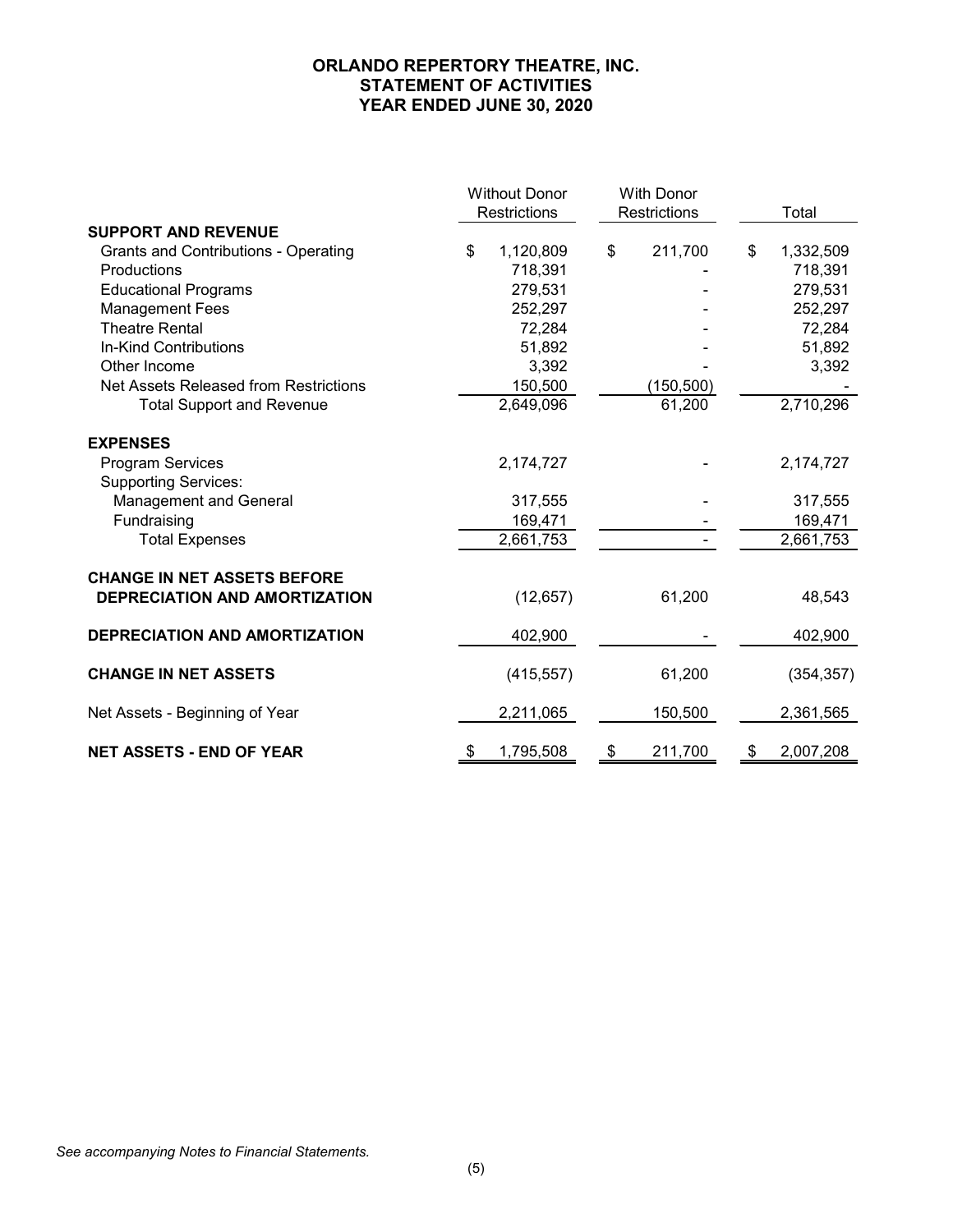# ORLANDO REPERTORY THEATRE, INC.
## STATEMENT OF ACTIVITIES
## YEAR ENDED JUNE 30, 2020

| | Without Donor Restrictions | With Donor Restrictions | Total |
|---|---|---|---|
| **SUPPORT AND REVENUE** | | | |
| Grants and Contributions - Operating | $ 1,120,809 | $ 211,700 | $ 1,332,509 |
| Productions | 718,391 | - | 718,391 |
| Educational Programs | 279,531 | - | 279,531 |
| Management Fees | 252,297 | - | 252,297 |
| Theatre Rental | 72,284 | - | 72,284 |
| In-Kind Contributions | 51,892 | - | 51,892 |
| Other Income | 3,392 | - | 3,392 |
| Net Assets Released from Restrictions | 150,500 | (150,500) | - |
| Total Support and Revenue | 2,649,096 | 61,200 | 2,710,296 |
| **EXPENSES** | | | |
| Program Services | 2,174,727 | - | 2,174,727 |
| Supporting Services: | | | |
| Management and General | 317,555 | - | 317,555 |
| Fundraising | 169,471 | - | 169,471 |
| Total Expenses | 2,661,753 | - | 2,661,753 |
| **CHANGE IN NET ASSETS BEFORE DEPRECIATION AND AMORTIZATION** | (12,657) | 61,200 | 48,543 |
| **DEPRECIATION AND AMORTIZATION** | 402,900 | - | 402,900 |
| **CHANGE IN NET ASSETS** | (415,557) | 61,200 | (354,357) |
| Net Assets - Beginning of Year | 2,211,065 | 150,500 | 2,361,565 |
| **NET ASSETS - END OF YEAR** | $ 1,795,508 | $ 211,700 | $ 2,007,208 |

*See accompanying Notes to Financial Statements.*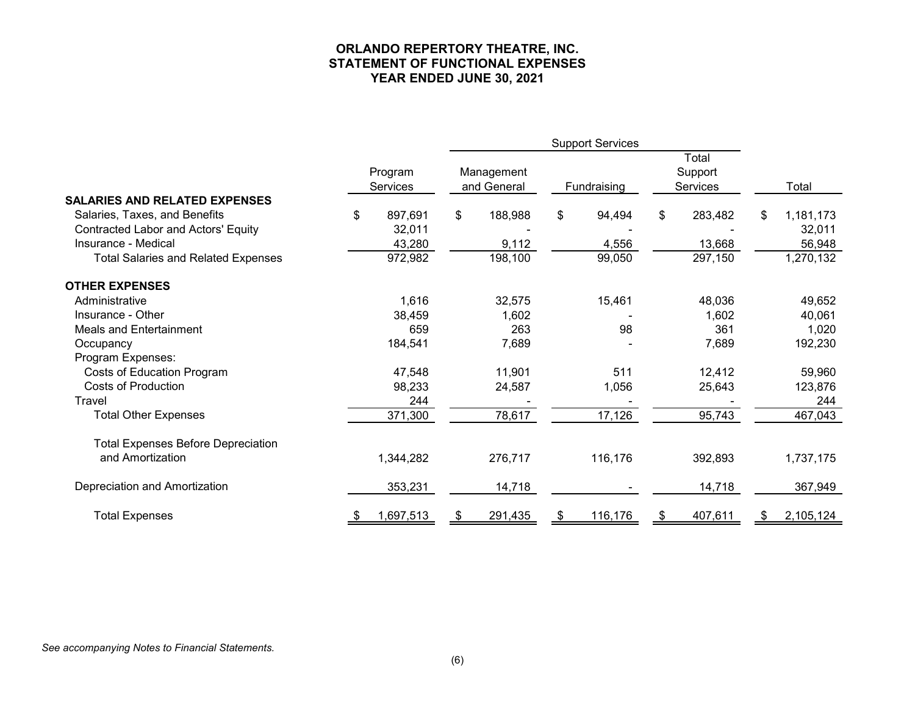**ORLANDO REPERTORY THEATRE, INC.**
**STATEMENT OF FUNCTIONAL EXPENSES**
**YEAR ENDED JUNE 30, 2021**

| | Program Services | Support Services | | | Total |
|---|---|---|---|---|---|
| | | Management and General | Fundraising | Total Support Services | |
| **SALARIES AND RELATED EXPENSES** | | | | | |
| Salaries, Taxes, and Benefits | $ 897,691 | $ 188,988 | $ 94,494 | $ 283,482 | $ 1,181,173 |
| Contracted Labor and Actors' Equity | 32,011 | - | - | - | 32,011 |
| Insurance - Medical | 43,280 | 9,112 | 4,556 | 13,668 | 56,948 |
| Total Salaries and Related Expenses | 972,982 | 198,100 | 99,050 | 297,150 | 1,270,132 |
| **OTHER EXPENSES** | | | | | |
| Administrative | 1,616 | 32,575 | 15,461 | 48,036 | 49,652 |
| Insurance - Other | 38,459 | 1,602 | - | 1,602 | 40,061 |
| Meals and Entertainment | 659 | 263 | 98 | 361 | 1,020 |
| Occupancy | 184,541 | 7,689 | - | 7,689 | 192,230 |
| Program Expenses: | | | | | |
| Costs of Education Program | 47,548 | 11,901 | 511 | 12,412 | 59,960 |
| Costs of Production | 98,233 | 24,587 | 1,056 | 25,643 | 123,876 |
| Travel | 244 | - | - | - | 244 |
| Total Other Expenses | 371,300 | 78,617 | 17,126 | 95,743 | 467,043 |
| Total Expenses Before Depreciation and Amortization | 1,344,282 | 276,717 | 116,176 | 392,893 | 1,737,175 |
| Depreciation and Amortization | 353,231 | 14,718 | - | 14,718 | 367,949 |
| Total Expenses | $ 1,697,513 | $ 291,435 | $ 116,176 | $ 407,611 | $ 2,105,124 |

*See accompanying Notes to Financial Statements.*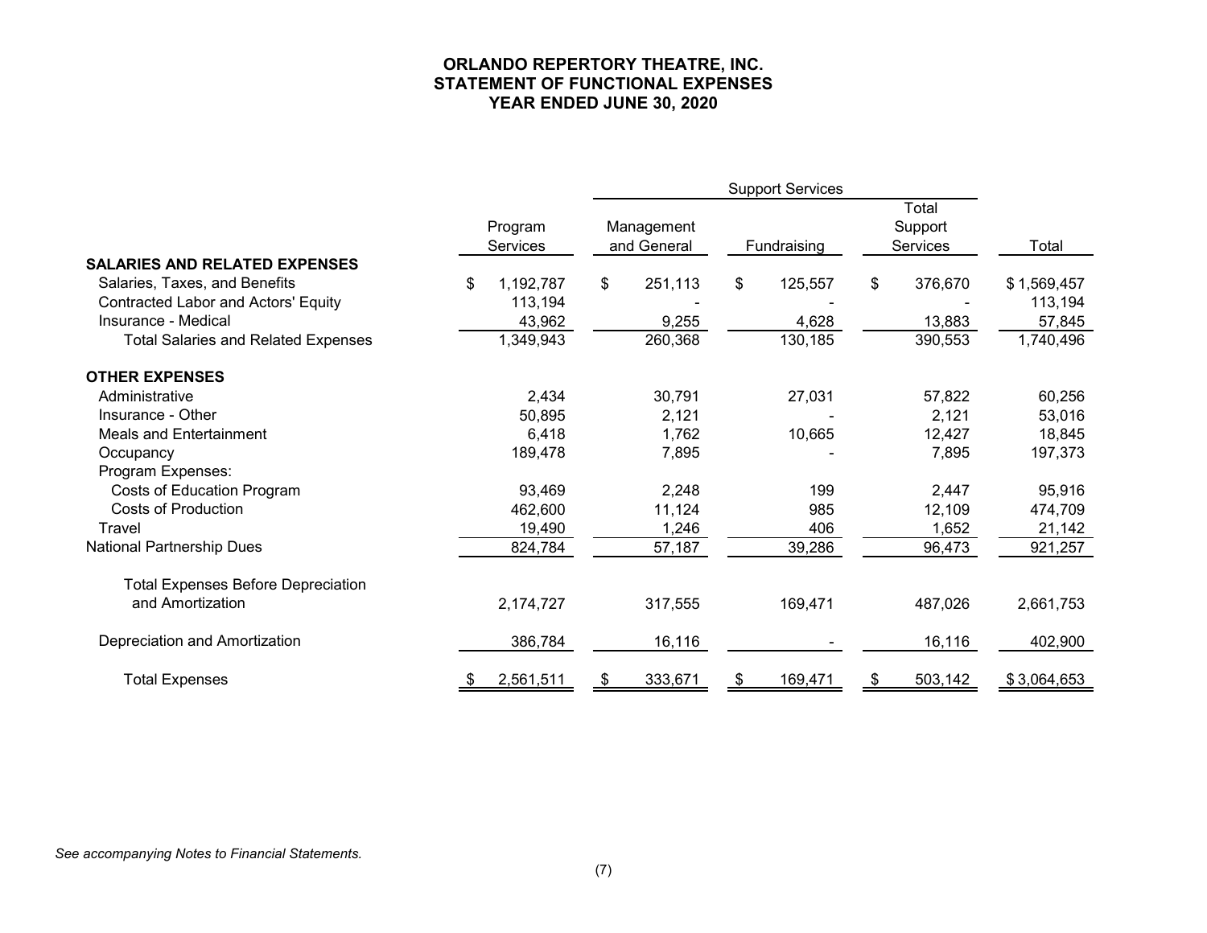# ORLANDO REPERTORY THEATRE, INC.
# STATEMENT OF FUNCTIONAL EXPENSES
# YEAR ENDED JUNE 30, 2020

| | Program Services | Support Services | | | Total |
|---|---|---|---|---|---|
| | | Management and General | Fundraising | Total Support Services | |
| **SALARIES AND RELATED EXPENSES** | | | | | |
| Salaries, Taxes, and Benefits | $ 1,192,787 | $ 251,113 | $ 125,557 | $ 376,670 | $ 1,569,457 |
| Contracted Labor and Actors' Equity | 113,194 | - | - | - | 113,194 |
| Insurance - Medical | 43,962 | 9,255 | 4,628 | 13,883 | 57,845 |
| Total Salaries and Related Expenses | 1,349,943 | 260,368 | 130,185 | 390,553 | 1,740,496 |
| **OTHER EXPENSES** | | | | | |
| Administrative | 2,434 | 30,791 | 27,031 | 57,822 | 60,256 |
| Insurance - Other | 50,895 | 2,121 | - | 2,121 | 53,016 |
| Meals and Entertainment | 6,418 | 1,762 | 10,665 | 12,427 | 18,845 |
| Occupancy | 189,478 | 7,895 | - | 7,895 | 197,373 |
| Program Expenses: | | | | | |
| Costs of Education Program | 93,469 | 2,248 | 199 | 2,447 | 95,916 |
| Costs of Production | 462,600 | 11,124 | 985 | 12,109 | 474,709 |
| Travel | 19,490 | 1,246 | 406 | 1,652 | 21,142 |
| National Partnership Dues | 824,784 | 57,187 | 39,286 | 96,473 | 921,257 |
| Total Expenses Before Depreciation and Amortization | 2,174,727 | 317,555 | 169,471 | 487,026 | 2,661,753 |
| Depreciation and Amortization | 386,784 | 16,116 | - | 16,116 | 402,900 |
| Total Expenses | $ 2,561,511 | $ 333,671 | $ 169,471 | $ 503,142 | $ 3,064,653 |

*See accompanying Notes to Financial Statements.*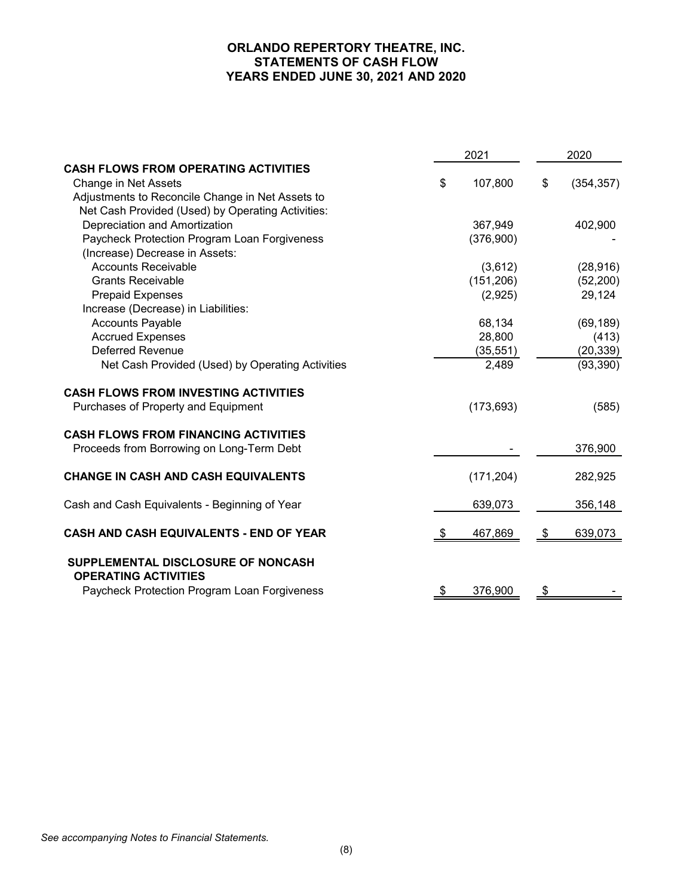# ORLANDO REPERTORY THEATRE, INC.
## STATEMENTS OF CASH FLOW
## YEARS ENDED JUNE 30, 2021 AND 2020

| | 2021 | 2020 |
|---|---|---|
| **CASH FLOWS FROM OPERATING ACTIVITIES** | | |
| Change in Net Assets | $ 107,800 | $ (354,357) |
| Adjustments to Reconcile Change in Net Assets to Net Cash Provided (Used) by Operating Activities: | | |
| Depreciation and Amortization | 367,949 | 402,900 |
| Paycheck Protection Program Loan Forgiveness | (376,900) | - |
| (Increase) Decrease in Assets: | | |
| Accounts Receivable | (3,612) | (28,916) |
| Grants Receivable | (151,206) | (52,200) |
| Prepaid Expenses | (2,925) | 29,124 |
| Increase (Decrease) in Liabilities: | | |
| Accounts Payable | 68,134 | (69,189) |
| Accrued Expenses | 28,800 | (413) |
| Deferred Revenue | (35,551) | (20,339) |
| Net Cash Provided (Used) by Operating Activities | 2,489 | (93,390) |
| **CASH FLOWS FROM INVESTING ACTIVITIES** | | |
| Purchases of Property and Equipment | (173,693) | (585) |
| **CASH FLOWS FROM FINANCING ACTIVITIES** | | |
| Proceeds from Borrowing on Long-Term Debt | - | 376,900 |
| **CHANGE IN CASH AND CASH EQUIVALENTS** | (171,204) | 282,925 |
| Cash and Cash Equivalents - Beginning of Year | 639,073 | 356,148 |
| **CASH AND CASH EQUIVALENTS - END OF YEAR** | $ 467,869 | $ 639,073 |
| **SUPPLEMENTAL DISCLOSURE OF NONCASH OPERATING ACTIVITIES** | | |
| Paycheck Protection Program Loan Forgiveness | $ 376,900 | $ - |

*See accompanying Notes to Financial Statements.*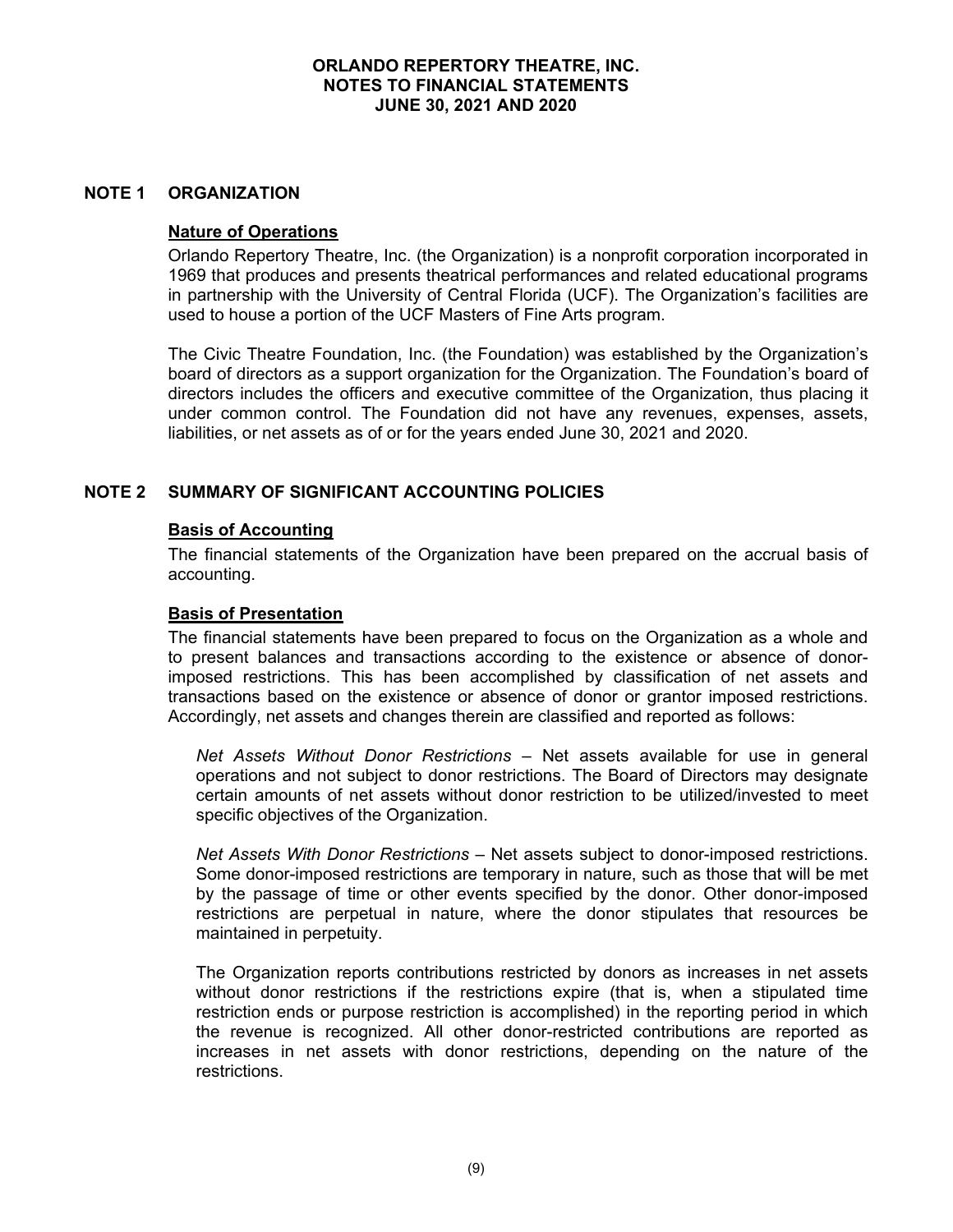# ORLANDO REPERTORY THEATRE, INC.
# NOTES TO FINANCIAL STATEMENTS
# JUNE 30, 2021 AND 2020

## NOTE 1 ORGANIZATION

### Nature of Operations

Orlando Repertory Theatre, Inc. (the Organization) is a nonprofit corporation incorporated in 1969 that produces and presents theatrical performances and related educational programs in partnership with the University of Central Florida (UCF). The Organization's facilities are used to house a portion of the UCF Masters of Fine Arts program.

The Civic Theatre Foundation, Inc. (the Foundation) was established by the Organization's board of directors as a support organization for the Organization. The Foundation's board of directors includes the officers and executive committee of the Organization, thus placing it under common control. The Foundation did not have any revenues, expenses, assets, liabilities, or net assets as of or for the years ended June 30, 2021 and 2020.

## NOTE 2 SUMMARY OF SIGNIFICANT ACCOUNTING POLICIES

### Basis of Accounting

The financial statements of the Organization have been prepared on the accrual basis of accounting.

### Basis of Presentation

The financial statements have been prepared to focus on the Organization as a whole and to present balances and transactions according to the existence or absence of donor-imposed restrictions. This has been accomplished by classification of net assets and transactions based on the existence or absence of donor or grantor imposed restrictions. Accordingly, net assets and changes therein are classified and reported as follows:

*Net Assets Without Donor Restrictions* – Net assets available for use in general operations and not subject to donor restrictions. The Board of Directors may designate certain amounts of net assets without donor restriction to be utilized/invested to meet specific objectives of the Organization.

*Net Assets With Donor Restrictions* – Net assets subject to donor-imposed restrictions. Some donor-imposed restrictions are temporary in nature, such as those that will be met by the passage of time or other events specified by the donor. Other donor-imposed restrictions are perpetual in nature, where the donor stipulates that resources be maintained in perpetuity.

The Organization reports contributions restricted by donors as increases in net assets without donor restrictions if the restrictions expire (that is, when a stipulated time restriction ends or purpose restriction is accomplished) in the reporting period in which the revenue is recognized. All other donor-restricted contributions are reported as increases in net assets with donor restrictions, depending on the nature of the restrictions.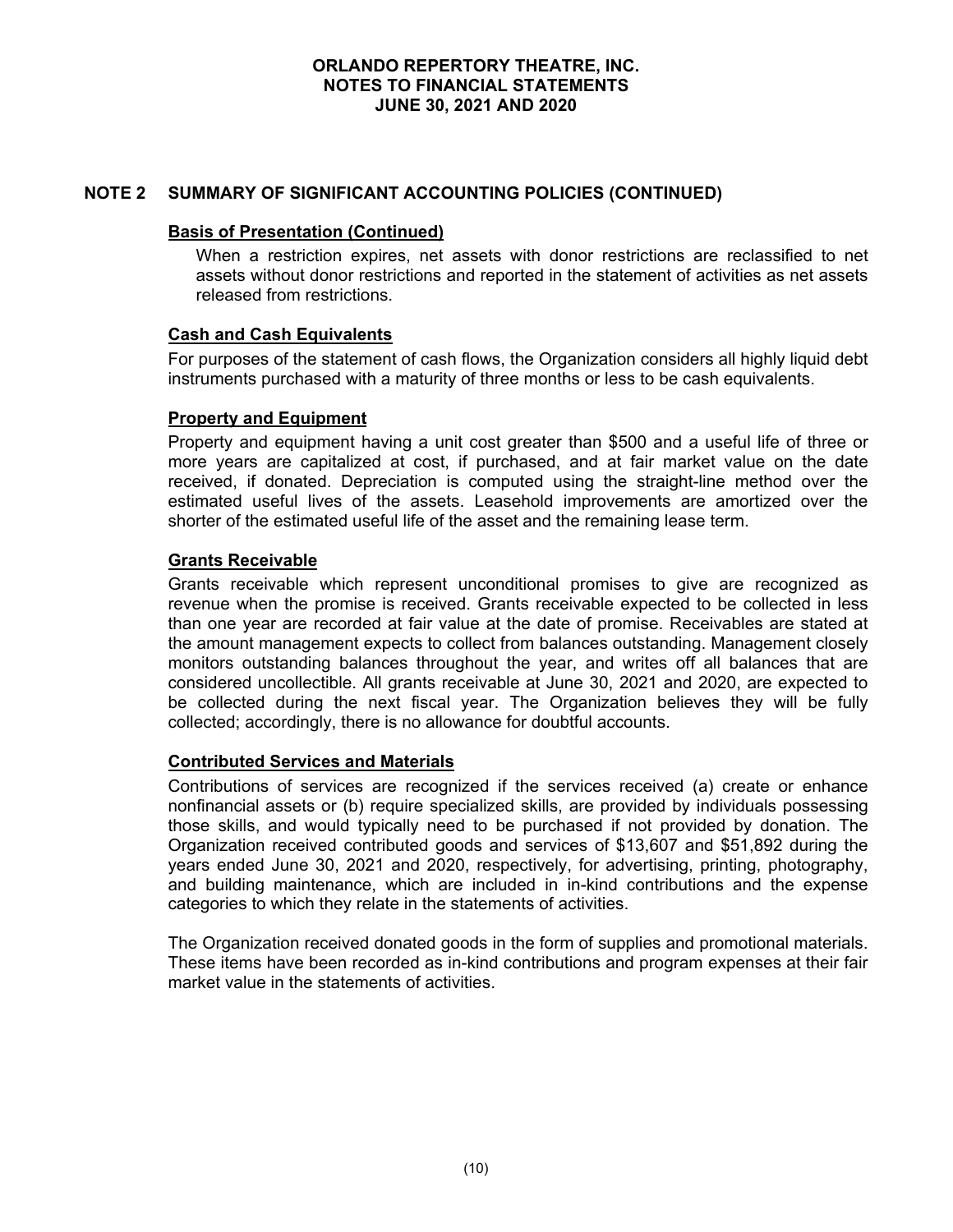## NOTE 2 SUMMARY OF SIGNIFICANT ACCOUNTING POLICIES (CONTINUED)

### Basis of Presentation (Continued)

When a restriction expires, net assets with donor restrictions are reclassified to net assets without donor restrictions and reported in the statement of activities as net assets released from restrictions.

### Cash and Cash Equivalents

For purposes of the statement of cash flows, the Organization considers all highly liquid debt instruments purchased with a maturity of three months or less to be cash equivalents.

### Property and Equipment

Property and equipment having a unit cost greater than $500 and a useful life of three or more years are capitalized at cost, if purchased, and at fair market value on the date received, if donated. Depreciation is computed using the straight-line method over the estimated useful lives of the assets. Leasehold improvements are amortized over the shorter of the estimated useful life of the asset and the remaining lease term.

### Grants Receivable

Grants receivable which represent unconditional promises to give are recognized as revenue when the promise is received. Grants receivable expected to be collected in less than one year are recorded at fair value at the date of promise. Receivables are stated at the amount management expects to collect from balances outstanding. Management closely monitors outstanding balances throughout the year, and writes off all balances that are considered uncollectible. All grants receivable at June 30, 2021 and 2020, are expected to be collected during the next fiscal year. The Organization believes they will be fully collected; accordingly, there is no allowance for doubtful accounts.

### Contributed Services and Materials

Contributions of services are recognized if the services received (a) create or enhance nonfinancial assets or (b) require specialized skills, are provided by individuals possessing those skills, and would typically need to be purchased if not provided by donation. The Organization received contributed goods and services of $13,607 and $51,892 during the years ended June 30, 2021 and 2020, respectively, for advertising, printing, photography, and building maintenance, which are included in in-kind contributions and the expense categories to which they relate in the statements of activities.

The Organization received donated goods in the form of supplies and promotional materials. These items have been recorded as in-kind contributions and program expenses at their fair market value in the statements of activities.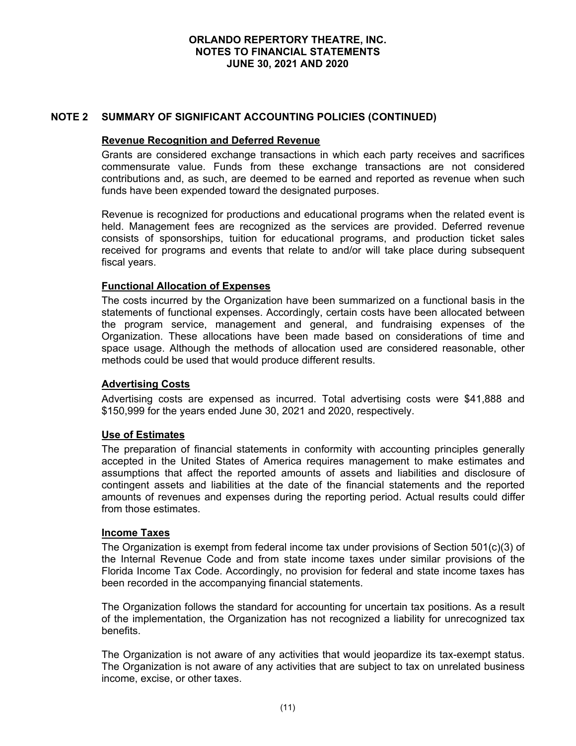## NOTE 2 SUMMARY OF SIGNIFICANT ACCOUNTING POLICIES (CONTINUED)

### Revenue Recognition and Deferred Revenue

Grants are considered exchange transactions in which each party receives and sacrifices commensurate value. Funds from these exchange transactions are not considered contributions and, as such, are deemed to be earned and reported as revenue when such funds have been expended toward the designated purposes.

Revenue is recognized for productions and educational programs when the related event is held. Management fees are recognized as the services are provided. Deferred revenue consists of sponsorships, tuition for educational programs, and production ticket sales received for programs and events that relate to and/or will take place during subsequent fiscal years.

### Functional Allocation of Expenses

The costs incurred by the Organization have been summarized on a functional basis in the statements of functional expenses. Accordingly, certain costs have been allocated between the program service, management and general, and fundraising expenses of the Organization. These allocations have been made based on considerations of time and space usage. Although the methods of allocation used are considered reasonable, other methods could be used that would produce different results.

### Advertising Costs

Advertising costs are expensed as incurred. Total advertising costs were $41,888 and $150,999 for the years ended June 30, 2021 and 2020, respectively.

### Use of Estimates

The preparation of financial statements in conformity with accounting principles generally accepted in the United States of America requires management to make estimates and assumptions that affect the reported amounts of assets and liabilities and disclosure of contingent assets and liabilities at the date of the financial statements and the reported amounts of revenues and expenses during the reporting period. Actual results could differ from those estimates.

### Income Taxes

The Organization is exempt from federal income tax under provisions of Section 501(c)(3) of the Internal Revenue Code and from state income taxes under similar provisions of the Florida Income Tax Code. Accordingly, no provision for federal and state income taxes has been recorded in the accompanying financial statements.

The Organization follows the standard for accounting for uncertain tax positions. As a result of the implementation, the Organization has not recognized a liability for unrecognized tax benefits.

The Organization is not aware of any activities that would jeopardize its tax-exempt status. The Organization is not aware of any activities that are subject to tax on unrelated business income, excise, or other taxes.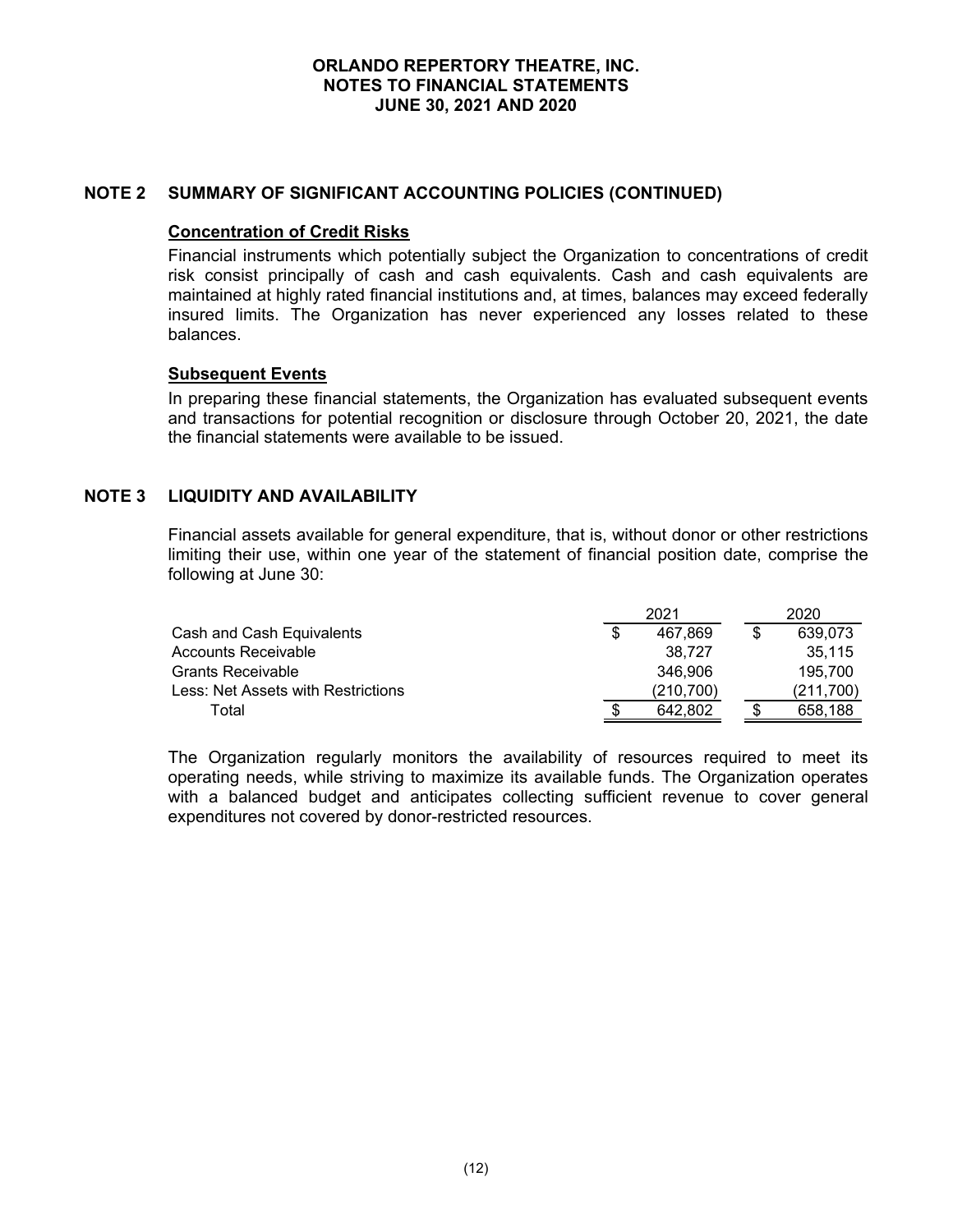## NOTE 2 SUMMARY OF SIGNIFICANT ACCOUNTING POLICIES (CONTINUED)

### Concentration of Credit Risks

Financial instruments which potentially subject the Organization to concentrations of credit risk consist principally of cash and cash equivalents. Cash and cash equivalents are maintained at highly rated financial institutions and, at times, balances may exceed federally insured limits. The Organization has never experienced any losses related to these balances.

### Subsequent Events

In preparing these financial statements, the Organization has evaluated subsequent events and transactions for potential recognition or disclosure through October 20, 2021, the date the financial statements were available to be issued.

## NOTE 3 LIQUIDITY AND AVAILABILITY

Financial assets available for general expenditure, that is, without donor or other restrictions limiting their use, within one year of the statement of financial position date, comprise the following at June 30:

| | 2021 | 2020 |
|---|---|---|
| Cash and Cash Equivalents | $ 467,869 | $ 639,073 |
| Accounts Receivable | 38,727 | 35,115 |
| Grants Receivable | 346,906 | 195,700 |
| Less: Net Assets with Restrictions | (210,700) | (211,700) |
| Total | $ 642,802 | $ 658,188 |

The Organization regularly monitors the availability of resources required to meet its operating needs, while striving to maximize its available funds. The Organization operates with a balanced budget and anticipates collecting sufficient revenue to cover general expenditures not covered by donor-restricted resources.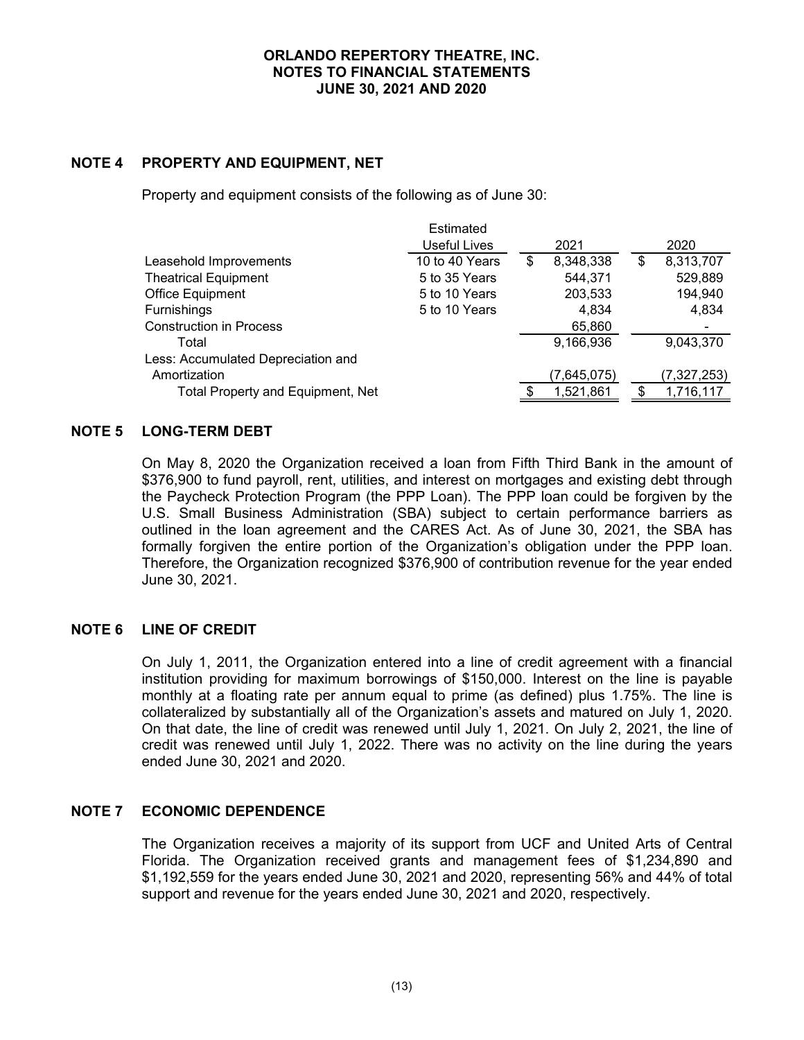# ORLANDO REPERTORY THEATRE, INC.
## NOTES TO FINANCIAL STATEMENTS
## JUNE 30, 2021 AND 2020

### NOTE 4 PROPERTY AND EQUIPMENT, NET

Property and equipment consists of the following as of June 30:

| | Estimated Useful Lives | 2021 | 2020 |
|---|---|---|---|
| Leasehold Improvements | 10 to 40 Years | $ 8,348,338 | $ 8,313,707 |
| Theatrical Equipment | 5 to 35 Years | 544,371 | 529,889 |
| Office Equipment | 5 to 10 Years | 203,533 | 194,940 |
| Furnishings | 5 to 10 Years | 4,834 | 4,834 |
| Construction in Process | | 65,860 | - |
| Total | | 9,166,936 | 9,043,370 |
| Less: Accumulated Depreciation and Amortization | | (7,645,075) | (7,327,253) |
| Total Property and Equipment, Net | | $ 1,521,861 | $ 1,716,117 |

### NOTE 5 LONG-TERM DEBT

On May 8, 2020 the Organization received a loan from Fifth Third Bank in the amount of $376,900 to fund payroll, rent, utilities, and interest on mortgages and existing debt through the Paycheck Protection Program (the PPP Loan). The PPP loan could be forgiven by the U.S. Small Business Administration (SBA) subject to certain performance barriers as outlined in the loan agreement and the CARES Act. As of June 30, 2021, the SBA has formally forgiven the entire portion of the Organization's obligation under the PPP loan. Therefore, the Organization recognized $376,900 of contribution revenue for the year ended June 30, 2021.

### NOTE 6 LINE OF CREDIT

On July 1, 2011, the Organization entered into a line of credit agreement with a financial institution providing for maximum borrowings of $150,000. Interest on the line is payable monthly at a floating rate per annum equal to prime (as defined) plus 1.75%. The line is collateralized by substantially all of the Organization's assets and matured on July 1, 2020. On that date, the line of credit was renewed until July 1, 2021. On July 2, 2021, the line of credit was renewed until July 1, 2022. There was no activity on the line during the years ended June 30, 2021 and 2020.

### NOTE 7 ECONOMIC DEPENDENCE

The Organization receives a majority of its support from UCF and United Arts of Central Florida. The Organization received grants and management fees of $1,234,890 and $1,192,559 for the years ended June 30, 2021 and 2020, representing 56% and 44% of total support and revenue for the years ended June 30, 2021 and 2020, respectively.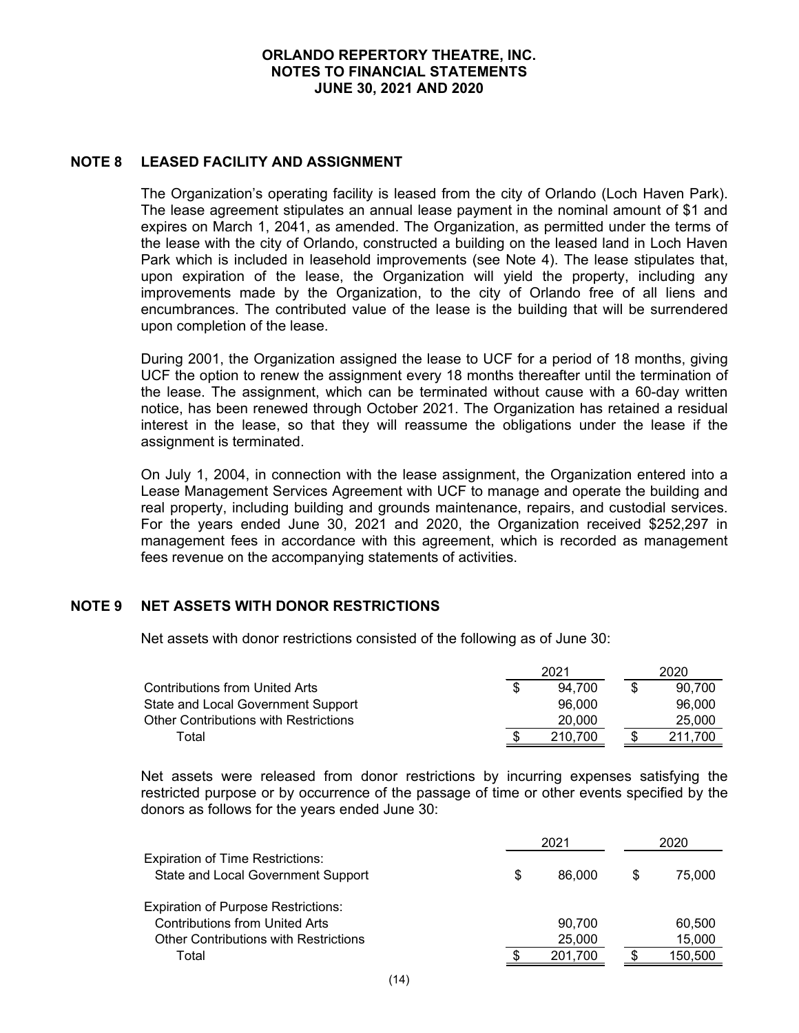**ORLANDO REPERTORY THEATRE, INC.**
**NOTES TO FINANCIAL STATEMENTS**
**JUNE 30, 2021 AND 2020**

## NOTE 8 LEASED FACILITY AND ASSIGNMENT

The Organization's operating facility is leased from the city of Orlando (Loch Haven Park). The lease agreement stipulates an annual lease payment in the nominal amount of $1 and expires on March 1, 2041, as amended. The Organization, as permitted under the terms of the lease with the city of Orlando, constructed a building on the leased land in Loch Haven Park which is included in leasehold improvements (see Note 4). The lease stipulates that, upon expiration of the lease, the Organization will yield the property, including any improvements made by the Organization, to the city of Orlando free of all liens and encumbrances. The contributed value of the lease is the building that will be surrendered upon completion of the lease.

During 2001, the Organization assigned the lease to UCF for a period of 18 months, giving UCF the option to renew the assignment every 18 months thereafter until the termination of the lease. The assignment, which can be terminated without cause with a 60-day written notice, has been renewed through October 2021. The Organization has retained a residual interest in the lease, so that they will reassume the obligations under the lease if the assignment is terminated.

On July 1, 2004, in connection with the lease assignment, the Organization entered into a Lease Management Services Agreement with UCF to manage and operate the building and real property, including building and grounds maintenance, repairs, and custodial services. For the years ended June 30, 2021 and 2020, the Organization received $252,297 in management fees in accordance with this agreement, which is recorded as management fees revenue on the accompanying statements of activities.

## NOTE 9 NET ASSETS WITH DONOR RESTRICTIONS

Net assets with donor restrictions consisted of the following as of June 30:

| | 2021 | 2020 |
|---|---|---|
| Contributions from United Arts | $ 94,700 | $ 90,700 |
| State and Local Government Support | 96,000 | 96,000 |
| Other Contributions with Restrictions | 20,000 | 25,000 |
| Total | $ 210,700 | $ 211,700 |

Net assets were released from donor restrictions by incurring expenses satisfying the restricted purpose or by occurrence of the passage of time or other events specified by the donors as follows for the years ended June 30:

| | 2021 | 2020 |
|---|---|---|
| Expiration of Time Restrictions: | | |
| State and Local Government Support | $ 86,000 | $ 75,000 |
| Expiration of Purpose Restrictions: | | |
| Contributions from United Arts | 90,700 | 60,500 |
| Other Contributions with Restrictions | 25,000 | 15,000 |
| Total | $ 201,700 | $ 150,500 |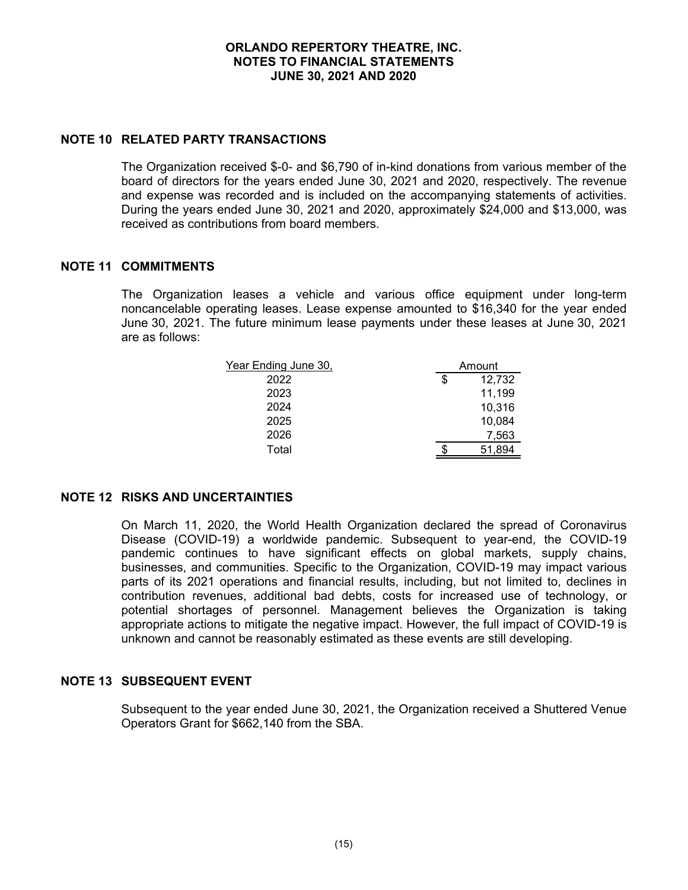# ORLANDO REPERTORY THEATRE, INC.
## NOTES TO FINANCIAL STATEMENTS
## JUNE 30, 2021 AND 2020

### NOTE 10 RELATED PARTY TRANSACTIONS

The Organization received $-0- and $6,790 of in-kind donations from various member of the board of directors for the years ended June 30, 2021 and 2020, respectively. The revenue and expense was recorded and is included on the accompanying statements of activities. During the years ended June 30, 2021 and 2020, approximately $24,000 and $13,000, was received as contributions from board members.

### NOTE 11 COMMITMENTS

The Organization leases a vehicle and various office equipment under long-term noncancelable operating leases. Lease expense amounted to $16,340 for the year ended June 30, 2021. The future minimum lease payments under these leases at June 30, 2021 are as follows:

| Year Ending June 30, | Amount |
|---|---|
| 2022 | $ 12,732 |
| 2023 | 11,199 |
| 2024 | 10,316 |
| 2025 | 10,084 |
| 2026 | 7,563 |
| Total | $ 51,894 |

### NOTE 12 RISKS AND UNCERTAINTIES

On March 11, 2020, the World Health Organization declared the spread of Coronavirus Disease (COVID-19) a worldwide pandemic. Subsequent to year-end, the COVID-19 pandemic continues to have significant effects on global markets, supply chains, businesses, and communities. Specific to the Organization, COVID-19 may impact various parts of its 2021 operations and financial results, including, but not limited to, declines in contribution revenues, additional bad debts, costs for increased use of technology, or potential shortages of personnel. Management believes the Organization is taking appropriate actions to mitigate the negative impact. However, the full impact of COVID-19 is unknown and cannot be reasonably estimated as these events are still developing.

### NOTE 13 SUBSEQUENT EVENT

Subsequent to the year ended June 30, 2021, the Organization received a Shuttered Venue Operators Grant for $662,140 from the SBA.